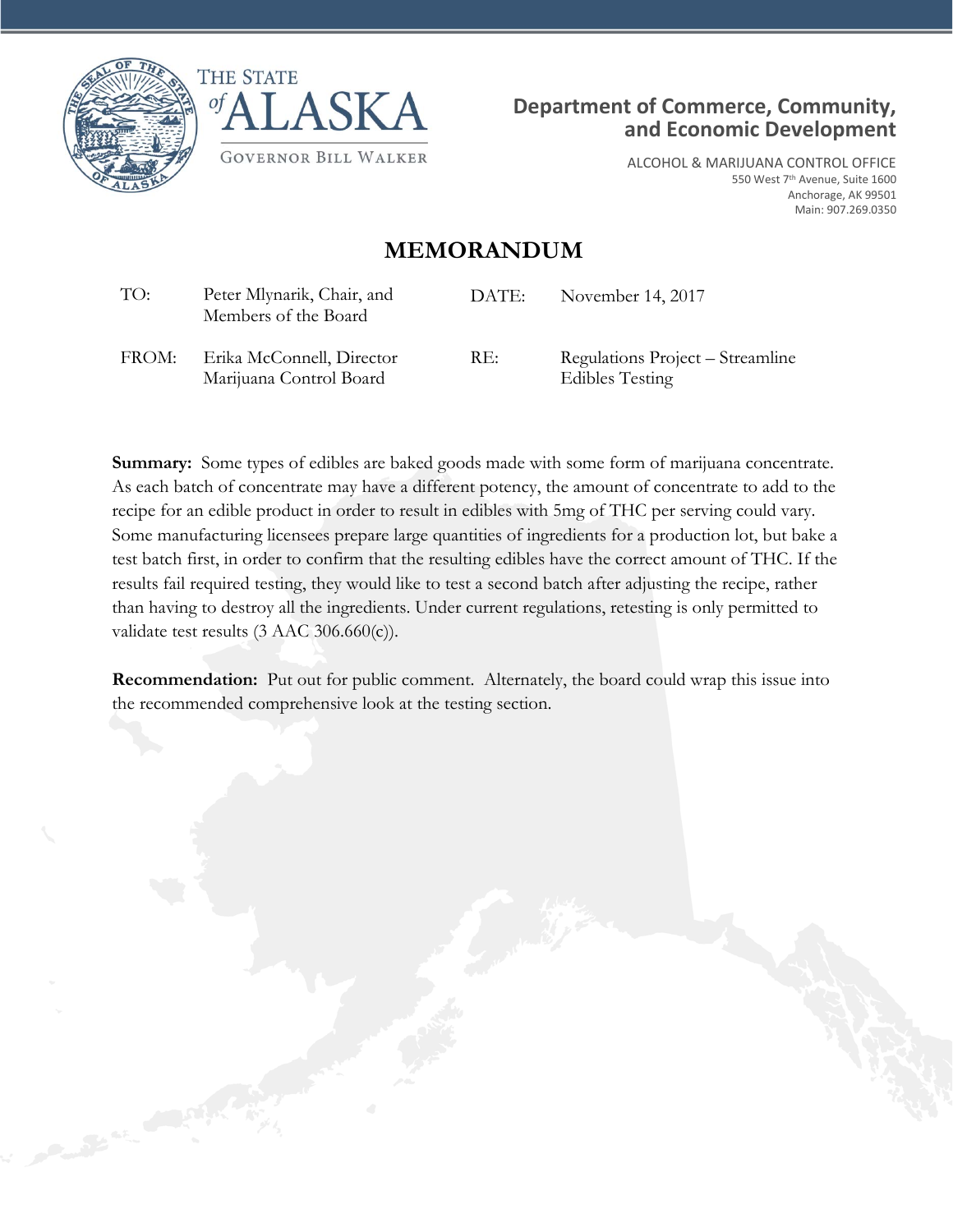THE STATE of ALASKA

GOVERNOR BILL WALKER

**Department of Commerce, Community, and Economic Development**

ALCOHOL & MARIJUANA CONTROL OFFICE
550 West 7th Avenue, Suite 1600
Anchorage, AK 99501
Main: 907.269.0350

# MEMORANDUM

| | | | |
|---|---|---|---|
| TO: | Peter Mlynarik, Chair, and Members of the Board | DATE: | November 14, 2017 |
| FROM: | Erika McConnell, Director Marijuana Control Board | RE: | Regulations Project – Streamline Edibles Testing |

**Summary:** Some types of edibles are baked goods made with some form of marijuana concentrate. As each batch of concentrate may have a different potency, the amount of concentrate to add to the recipe for an edible product in order to result in edibles with 5mg of THC per serving could vary. Some manufacturing licensees prepare large quantities of ingredients for a production lot, but bake a test batch first, in order to confirm that the resulting edibles have the correct amount of THC. If the results fail required testing, they would like to test a second batch after adjusting the recipe, rather than having to destroy all the ingredients. Under current regulations, retesting is only permitted to validate test results (3 AAC 306.660(c)).

**Recommendation:** Put out for public comment. Alternately, the board could wrap this issue into the recommended comprehensive look at the testing section.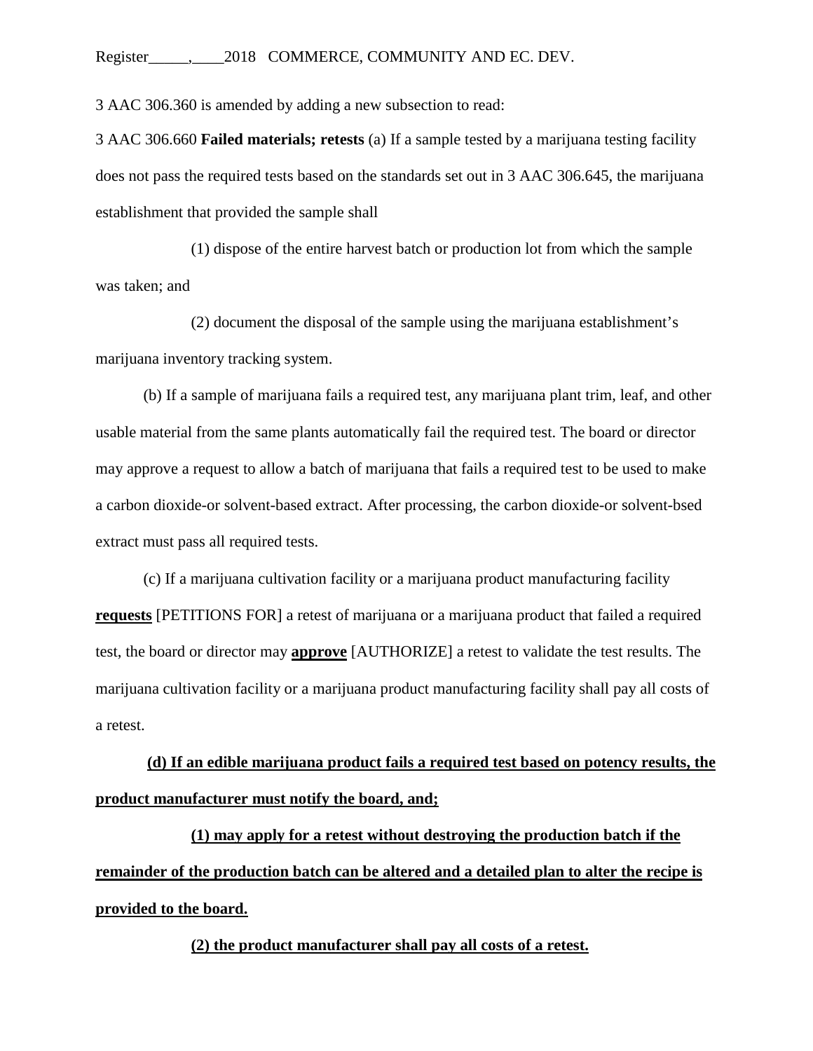3 AAC 306.360 is amended by adding a new subsection to read:

3 AAC 306.660 **Failed materials; retests** (a) If a sample tested by a marijuana testing facility does not pass the required tests based on the standards set out in 3 AAC 306.645, the marijuana establishment that provided the sample shall

(1) dispose of the entire harvest batch or production lot from which the sample was taken; and

(2) document the disposal of the sample using the marijuana establishment's marijuana inventory tracking system.

(b) If a sample of marijuana fails a required test, any marijuana plant trim, leaf, and other usable material from the same plants automatically fail the required test. The board or director may approve a request to allow a batch of marijuana that fails a required test to be used to make a carbon dioxide-or solvent-based extract. After processing, the carbon dioxide-or solvent-bsed extract must pass all required tests.

(c) If a marijuana cultivation facility or a marijuana product manufacturing facility **<u>requests</u>** [PETITIONS FOR] a retest of marijuana or a marijuana product that failed a required test, the board or director may **<u>approve</u>** [AUTHORIZE] a retest to validate the test results. The marijuana cultivation facility or a marijuana product manufacturing facility shall pay all costs of a retest.

**<u>(d) If an edible marijuana product fails a required test based on potency results, the product manufacturer must notify the board, and;</u>**

**<u>(1) may apply for a retest without destroying the production batch if the remainder of the production batch can be altered and a detailed plan to alter the recipe is provided to the board.</u>**

**<u>(2) the product manufacturer shall pay all costs of a retest.</u>**